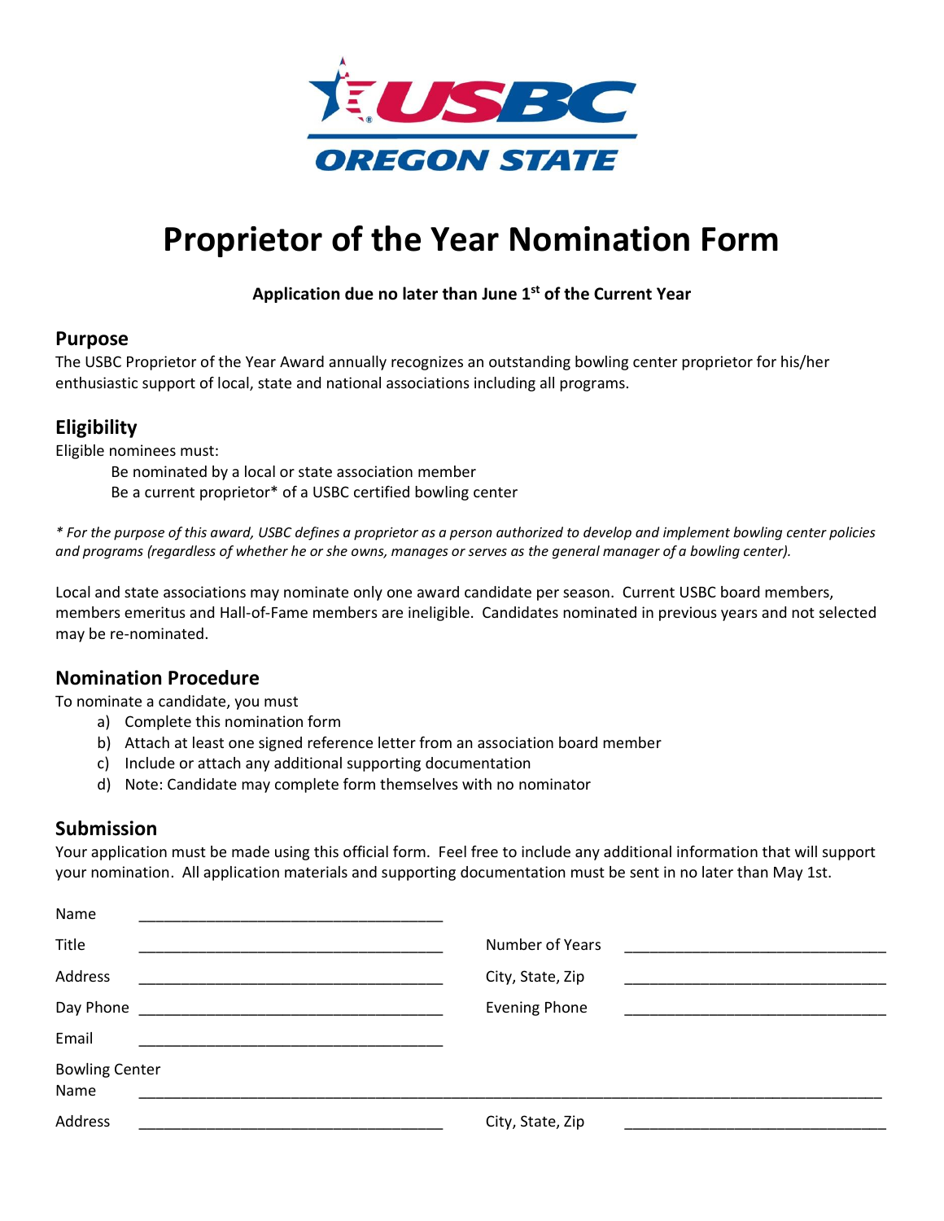USBC OREGON STATE

# Proprietor of the Year Nomination Form

**Application due no later than June 1st of the Current Year**

## Purpose

The USBC Proprietor of the Year Award annually recognizes an outstanding bowling center proprietor for his/her enthusiastic support of local, state and national associations including all programs.

## Eligibility

Eligible nominees must:

Be nominated by a local or state association member
Be a current proprietor* of a USBC certified bowling center

*\* For the purpose of this award, USBC defines a proprietor as a person authorized to develop and implement bowling center policies and programs (regardless of whether he or she owns, manages or serves as the general manager of a bowling center).*

Local and state associations may nominate only one award candidate per season. Current USBC board members, members emeritus and Hall-of-Fame members are ineligible. Candidates nominated in previous years and not selected may be re-nominated.

## Nomination Procedure

To nominate a candidate, you must

a) Complete this nomination form
b) Attach at least one signed reference letter from an association board member
c) Include or attach any additional supporting documentation
d) Note: Candidate may complete form themselves with no nominator

## Submission

Your application must be made using this official form. Feel free to include any additional information that will support your nomination. All application materials and supporting documentation must be sent in no later than May 1st.

Name ____________________________________

Title ____________________________________ Number of Years ______________________________

Address ____________________________________ City, State, Zip ______________________________

Day Phone ____________________________________ Evening Phone ______________________________

Email ____________________________________

Bowling Center Name ______________________________________________________________________________

Address ____________________________________ City, State, Zip ______________________________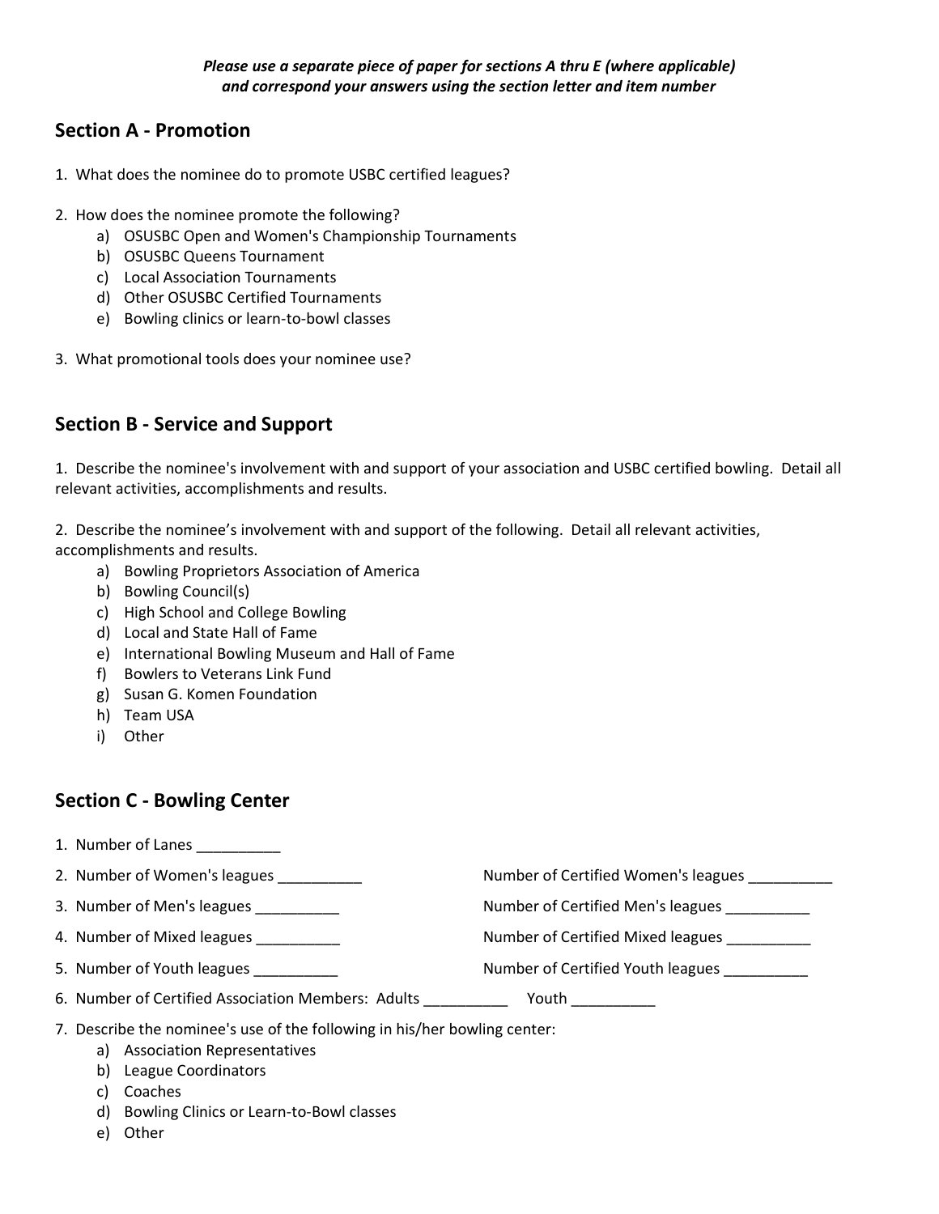***Please use a separate piece of paper for sections A thru E (where applicable) and correspond your answers using the section letter and item number***

## Section A - Promotion

1. What does the nominee do to promote USBC certified leagues?

2. How does the nominee promote the following?
   a) OSUSBC Open and Women's Championship Tournaments
   b) OSUSBC Queens Tournament
   c) Local Association Tournaments
   d) Other OSUSBC Certified Tournaments
   e) Bowling clinics or learn-to-bowl classes

3. What promotional tools does your nominee use?

## Section B - Service and Support

1. Describe the nominee's involvement with and support of your association and USBC certified bowling. Detail all relevant activities, accomplishments and results.

2. Describe the nominee's involvement with and support of the following. Detail all relevant activities, accomplishments and results.
   a) Bowling Proprietors Association of America
   b) Bowling Council(s)
   c) High School and College Bowling
   d) Local and State Hall of Fame
   e) International Bowling Museum and Hall of Fame
   f) Bowlers to Veterans Link Fund
   g) Susan G. Komen Foundation
   h) Team USA
   i) Other

## Section C - Bowling Center

1. Number of Lanes __________
2. Number of Women's leagues __________ Number of Certified Women's leagues __________
3. Number of Men's leagues __________ Number of Certified Men's leagues __________
4. Number of Mixed leagues __________ Number of Certified Mixed leagues __________
5. Number of Youth leagues __________ Number of Certified Youth leagues __________
6. Number of Certified Association Members: Adults __________ Youth __________
7. Describe the nominee's use of the following in his/her bowling center:
   a) Association Representatives
   b) League Coordinators
   c) Coaches
   d) Bowling Clinics or Learn-to-Bowl classes
   e) Other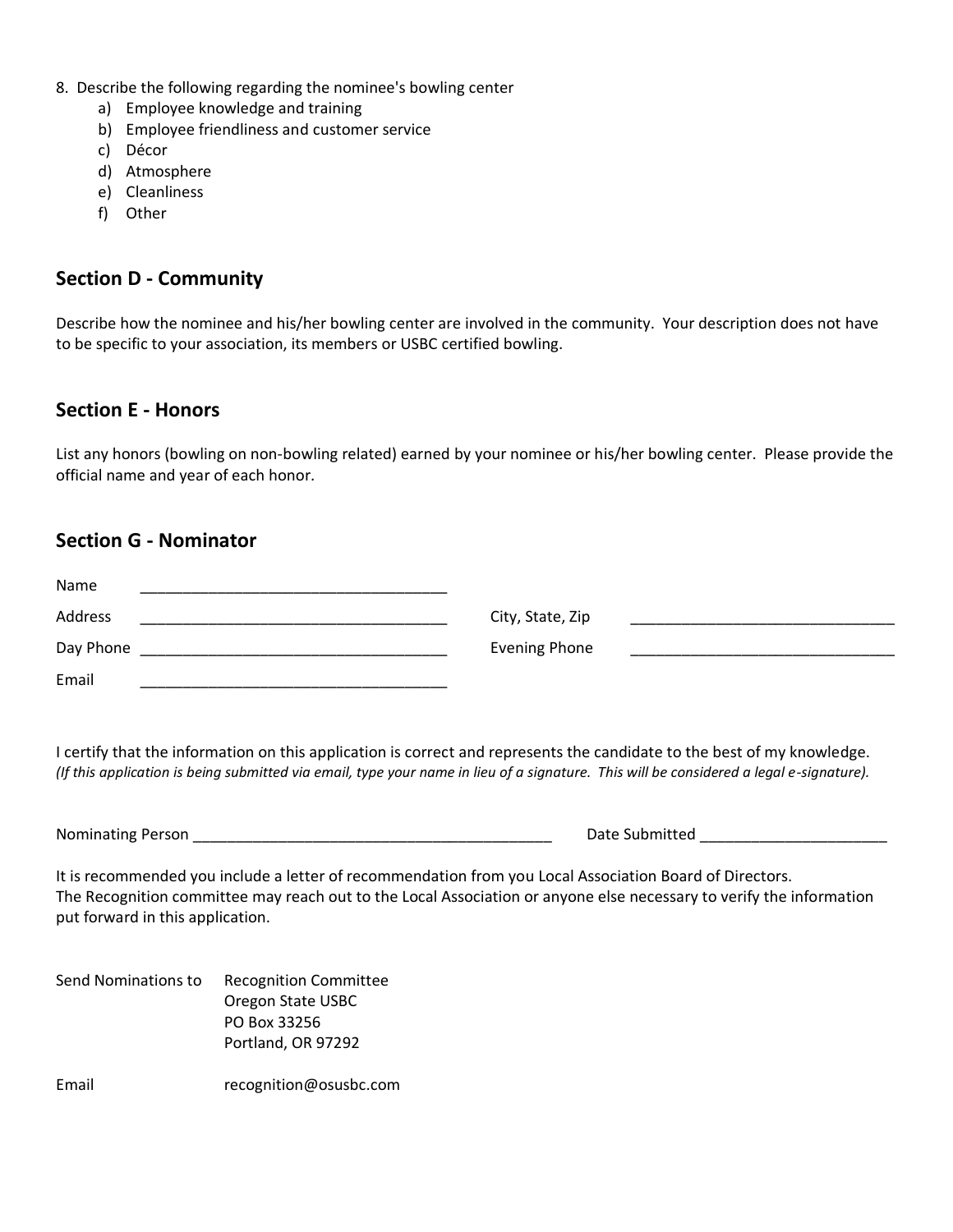8. Describe the following regarding the nominee's bowling center
    a) Employee knowledge and training
    b) Employee friendliness and customer service
    c) Décor
    d) Atmosphere
    e) Cleanliness
    f) Other

## Section D - Community

Describe how the nominee and his/her bowling center are involved in the community. Your description does not have to be specific to your association, its members or USBC certified bowling.

## Section E - Honors

List any honors (bowling on non-bowling related) earned by your nominee or his/her bowling center. Please provide the official name and year of each honor.

## Section G - Nominator

Name ____________________________________

Address ____________________________________ City, State, Zip ________________________________

Day Phone ____________________________________ Evening Phone ________________________________

Email ____________________________________

I certify that the information on this application is correct and represents the candidate to the best of my knowledge.
*(If this application is being submitted via email, type your name in lieu of a signature. This will be considered a legal e-signature).*

Nominating Person ____________________________________________ Date Submitted ______________________

It is recommended you include a letter of recommendation from you Local Association Board of Directors.
The Recognition committee may reach out to the Local Association or anyone else necessary to verify the information put forward in this application.

Send Nominations to Recognition Committee
Oregon State USBC
PO Box 33256
Portland, OR 97292

Email recognition@osusbc.com